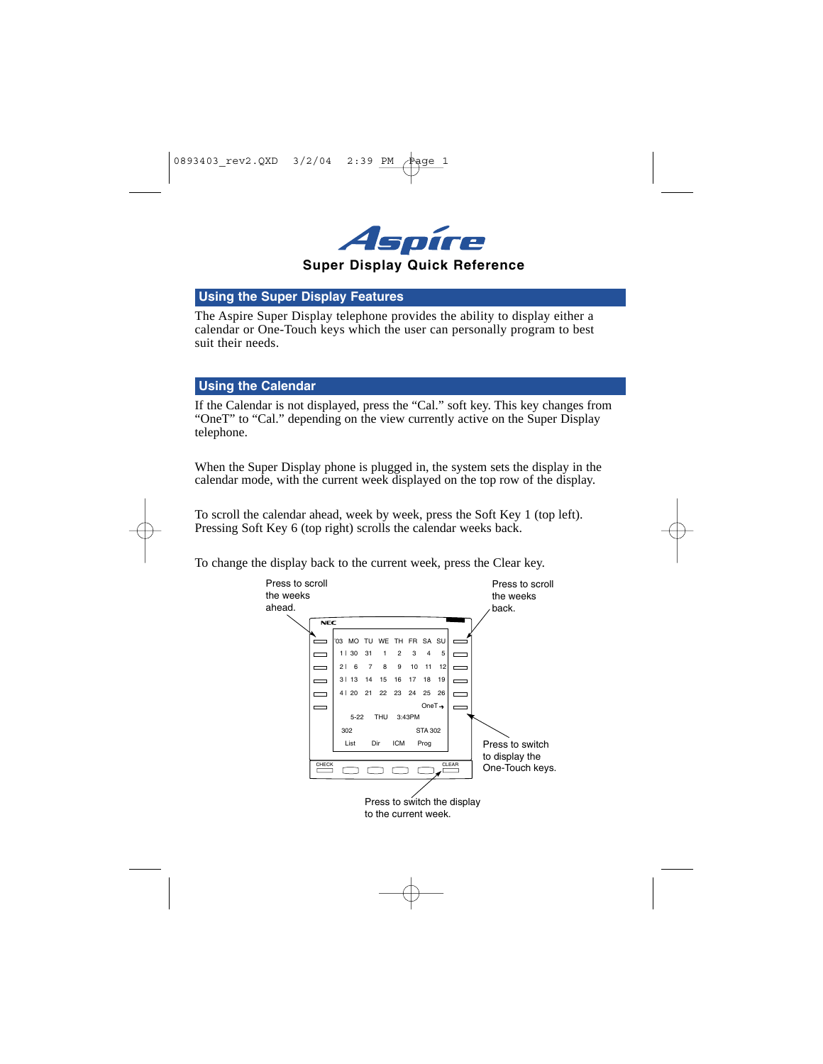# Aspire

## Super Display Quick Reference

## Using the Super Display Features

The Aspire Super Display telephone provides the ability to display either a calendar or One-Touch keys which the user can personally program to best suit their needs.

## Using the Calendar

If the Calendar is not displayed, press the “Cal.” soft key. This key changes from “OneT” to “Cal.” depending on the view currently active on the Super Display telephone.

When the Super Display phone is plugged in, the system sets the display in the calendar mode, with the current week displayed on the top row of the display.

To scroll the calendar ahead, week by week, press the Soft Key 1 (top left). Pressing Soft Key 6 (top right) scrolls the calendar weeks back.

To change the display back to the current week, press the Clear key.

Press to scroll the weeks ahead.

Press to scroll the weeks back.

NEC

| '03 | MO | TU | WE | TH | FR | SA | SU |
|---|---|---|---|---|---|---|---|
| 1 \| | 30 | 31 | 1 | 2 | 3 | 4 | 5 |
| 2 \| | 6 | 7 | 8 | 9 | 10 | 11 | 12 |
| 3 \| | 13 | 14 | 15 | 16 | 17 | 18 | 19 |
| 4 \| | 20 | 21 | 22 | 23 | 24 | 25 | 26 |

OneT →

5-22 THU 3:43PM

302 STA 302

List Dir ICM Prog

CHECK CLEAR

Press to switch to display the One-Touch keys.

Press to switch the display to the current week.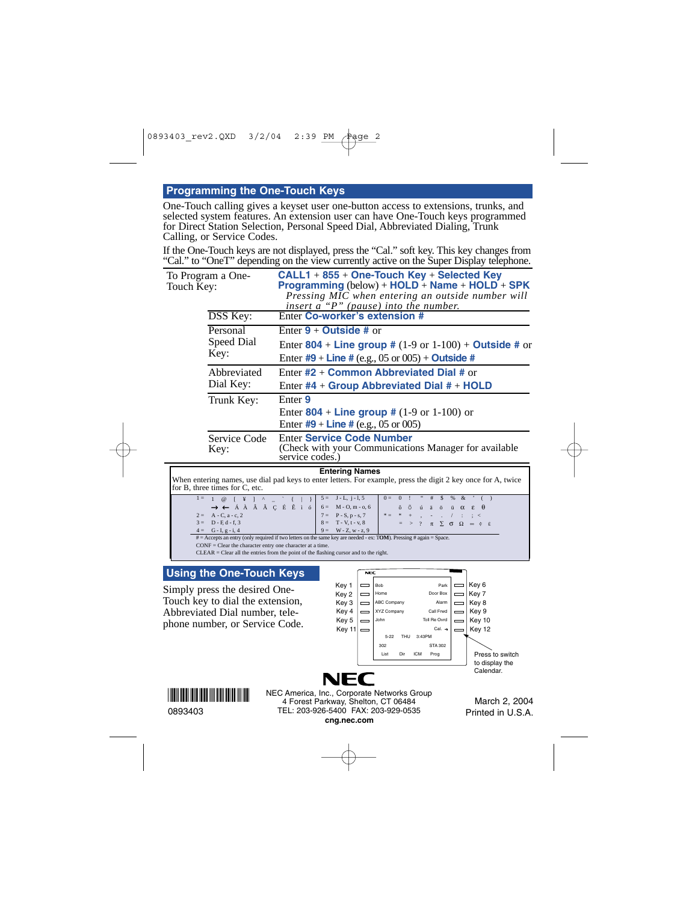## Programming the One-Touch Keys

One-Touch calling gives a keyset user one-button access to extensions, trunks, and selected system features. An extension user can have One-Touch keys programmed for Direct Station Selection, Personal Speed Dial, Abbreviated Dialing, Trunk Calling, or Service Codes.

If the One-Touch keys are not displayed, press the "Cal." soft key. This key changes from "Cal." to "OneT" depending on the view currently active on the Super Display telephone.

| | | |
|---|---|---|
| To Program a One-Touch Key: | | **CALL1** + **855** + **One-Touch Key** + **Selected Key Programming** (below) + **HOLD** + **Name** + **HOLD** + **SPK**<br>*Pressing MIC when entering an outside number will insert a "P" (pause) into the number.* |
| | DSS Key: | Enter **Co-worker's extension #** |
| | Personal Speed Dial Key: | Enter **9** + **Outside #** or<br>Enter **804** + **Line group #** (1-9 or 1-100) + **Outside #** or<br>Enter **#9** + **Line #** (e.g., 05 or 005) + **Outside #** |
| | Abbreviated Dial Key: | Enter **#2** + **Common Abbreviated Dial #** or<br>Enter **#4** + **Group Abbreviated Dial #** + **HOLD** |
| | Trunk Key: | Enter **9**<br>Enter **804** + **Line group #** (1-9 or 1-100) or<br>Enter **#9** + **Line #** (e.g., 05 or 005) |
| | Service Code Key: | Enter **Service Code Number**<br>(Check with your Communications Manager for available service codes.) |

**Entering Names**

When entering names, use dial pad keys to enter letters. For example, press the digit 2 key once for A, twice for B, three times for C, etc.

| | | |
|---|---|---|
| 1 = 1 @ [ ¥ ] ^ _ ` { \| } → ← Á À Â Ã Ç É Ê ì ó | 5 = J - L, j - l, 5 | 0 = 0 ! " # $ % & ' ( ) ô õ ú ä ö ü α ε θ |
| 2 = A - C, a - c, 2 | 6 = M - O, m - o, 6 | |
| 3 = D - F, d - f, 3 | 7 = P - S, p - s, 7 | * = * + , - . / : ; < = > ? π Σ σ Ω ∞ ¢ £ |
| 4 = G - I, g - i, 4 | 8 = T - V, t - v, 8 | |
| | 9 = W - Z, w - z, 9 | |

# = Accepts an entry (only required if two letters on the same key are needed - ex: TOM). Pressing # again = Space.
CONF = Clear the character entry one character at a time.
CLEAR = Clear all the entries from the point of the flashing cursor and to the right.

## Using the One-Touch Keys

Simply press the desired One-Touch key to dial the extension, Abbreviated Dial number, telephone number, or Service Code.

NEC

Key 1 Bob — Park Key 6
Key 2 Home — Door Box Key 7
Key 3 ABC Company — Alarm Key 8
Key 4 XYZ Company — Call Frwd Key 9
Key 5 John — Toll Re Ovrd Key 10
Key 11 — Cal. → Key 12

5-22 THU 3:43PM
302 STA 302
List Dir ICM Prog

Press to switch to display the Calendar.

NEC

0893403

NEC America, Inc., Corporate Networks Group
4 Forest Parkway, Shelton, CT 06484
TEL: 203-926-5400 FAX: 203-929-0535
cng.nec.com

March 2, 2004
Printed in U.S.A.